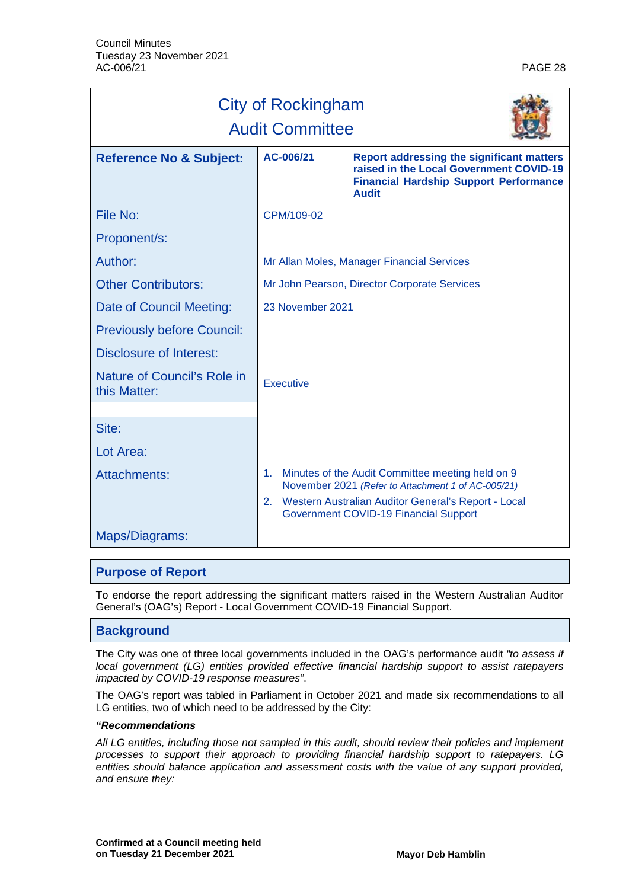# City of Rockingham
## Audit Committee

| Reference No & Subject: | AC-006/21 | Report addressing the significant matters raised in the Local Government COVID-19 Financial Hardship Support Performance Audit |
| --- | --- | --- |
| File No: | CPM/109-02 | |
| Proponent/s: | | |
| Author: | Mr Allan Moles, Manager Financial Services | |
| Other Contributors: | Mr John Pearson, Director Corporate Services | |
| Date of Council Meeting: | 23 November 2021 | |
| Previously before Council: | | |
| Disclosure of Interest: | | |
| Nature of Council's Role in this Matter: | Executive | |
| Site: | | |
| Lot Area: | | |
| Attachments: | 1. Minutes of the Audit Committee meeting held on 9 November 2021 *(Refer to Attachment 1 of AC-005/21)*<br>2. Western Australian Auditor General's Report - Local Government COVID-19 Financial Support | |
| Maps/Diagrams: | | |

## Purpose of Report

To endorse the report addressing the significant matters raised in the Western Australian Auditor General's (OAG's) Report - Local Government COVID-19 Financial Support.

## Background

The City was one of three local governments included in the OAG's performance audit *"to assess if local government (LG) entities provided effective financial hardship support to assist ratepayers impacted by COVID-19 response measures"*.

The OAG's report was tabled in Parliament in October 2021 and made six recommendations to all LG entities, two of which need to be addressed by the City:

***"Recommendations***

*All LG entities, including those not sampled in this audit, should review their policies and implement processes to support their approach to providing financial hardship support to ratepayers. LG entities should balance application and assessment costs with the value of any support provided, and ensure they:*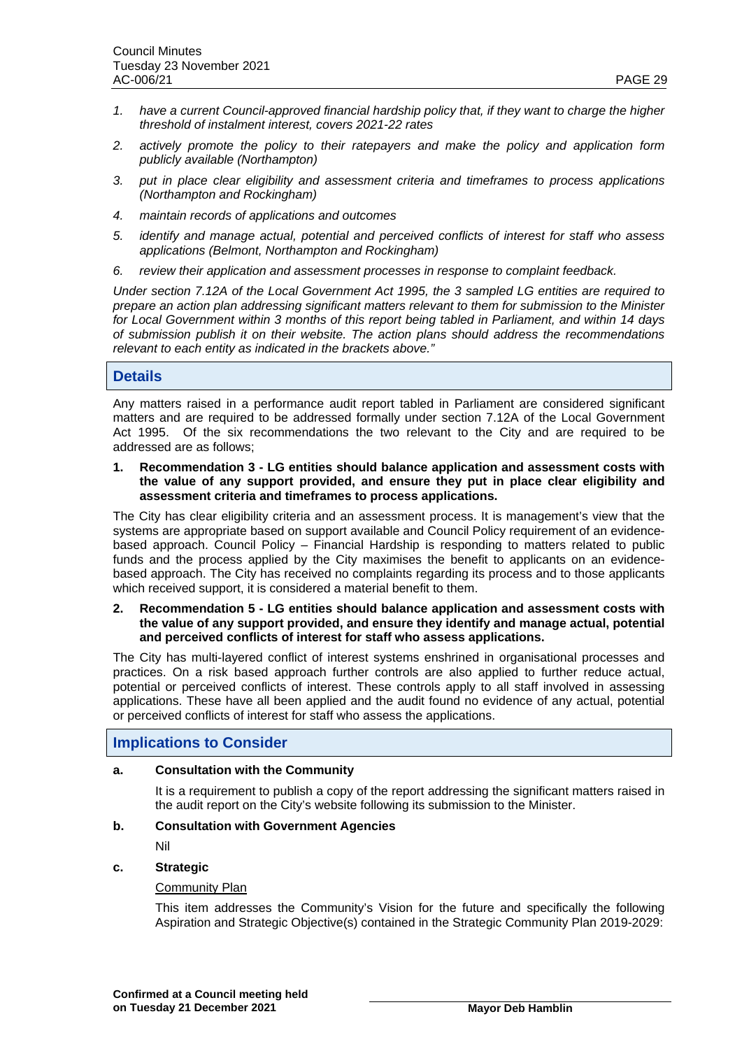1. *have a current Council-approved financial hardship policy that, if they want to charge the higher threshold of instalment interest, covers 2021-22 rates*
2. *actively promote the policy to their ratepayers and make the policy and application form publicly available (Northampton)*
3. *put in place clear eligibility and assessment criteria and timeframes to process applications (Northampton and Rockingham)*
4. *maintain records of applications and outcomes*
5. *identify and manage actual, potential and perceived conflicts of interest for staff who assess applications (Belmont, Northampton and Rockingham)*
6. *review their application and assessment processes in response to complaint feedback.*

*Under section 7.12A of the Local Government Act 1995, the 3 sampled LG entities are required to prepare an action plan addressing significant matters relevant to them for submission to the Minister for Local Government within 3 months of this report being tabled in Parliament, and within 14 days of submission publish it on their website. The action plans should address the recommendations relevant to each entity as indicated in the brackets above."*

## Details

Any matters raised in a performance audit report tabled in Parliament are considered significant matters and are required to be addressed formally under section 7.12A of the Local Government Act 1995. Of the six recommendations the two relevant to the City and are required to be addressed are as follows;

1. **Recommendation 3 - LG entities should balance application and assessment costs with the value of any support provided, and ensure they put in place clear eligibility and assessment criteria and timeframes to process applications.**

The City has clear eligibility criteria and an assessment process. It is management's view that the systems are appropriate based on support available and Council Policy requirement of an evidence-based approach. Council Policy – Financial Hardship is responding to matters related to public funds and the process applied by the City maximises the benefit to applicants on an evidence-based approach. The City has received no complaints regarding its process and to those applicants which received support, it is considered a material benefit to them.

2. **Recommendation 5 - LG entities should balance application and assessment costs with the value of any support provided, and ensure they identify and manage actual, potential and perceived conflicts of interest for staff who assess applications.**

The City has multi-layered conflict of interest systems enshrined in organisational processes and practices. On a risk based approach further controls are also applied to further reduce actual, potential or perceived conflicts of interest. These controls apply to all staff involved in assessing applications. These have all been applied and the audit found no evidence of any actual, potential or perceived conflicts of interest for staff who assess the applications.

## Implications to Consider

**a. Consultation with the Community**

It is a requirement to publish a copy of the report addressing the significant matters raised in the audit report on the City's website following its submission to the Minister.

**b. Consultation with Government Agencies**

Nil

**c. Strategic**

Community Plan

This item addresses the Community's Vision for the future and specifically the following Aspiration and Strategic Objective(s) contained in the Strategic Community Plan 2019-2029: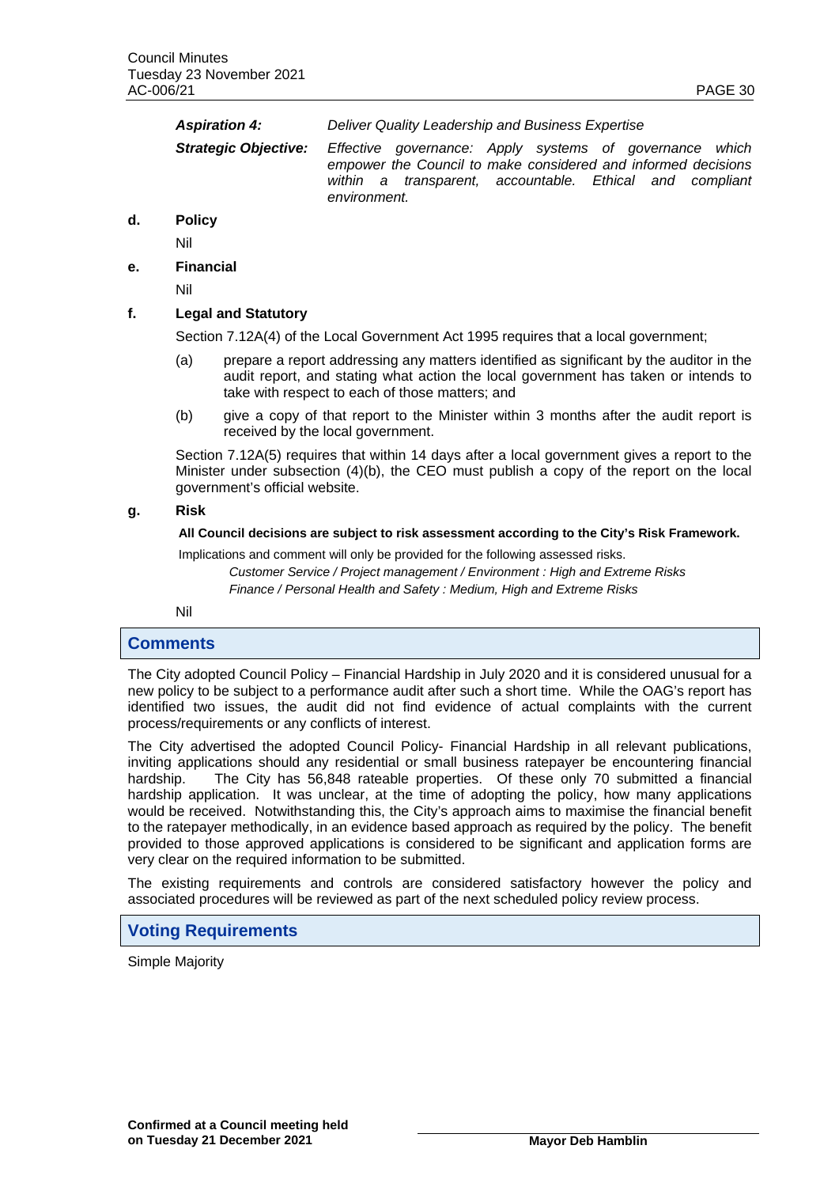***Aspiration 4:*** *Deliver Quality Leadership and Business Expertise*

***Strategic Objective:*** *Effective governance: Apply systems of governance which empower the Council to make considered and informed decisions within a transparent, accountable. Ethical and compliant environment.*

**d. Policy**

Nil

**e. Financial**

Nil

**f. Legal and Statutory**

Section 7.12A(4) of the Local Government Act 1995 requires that a local government;

(a) prepare a report addressing any matters identified as significant by the auditor in the audit report, and stating what action the local government has taken or intends to take with respect to each of those matters; and

(b) give a copy of that report to the Minister within 3 months after the audit report is received by the local government.

Section 7.12A(5) requires that within 14 days after a local government gives a report to the Minister under subsection (4)(b), the CEO must publish a copy of the report on the local government's official website.

**g. Risk**

**All Council decisions are subject to risk assessment according to the City's Risk Framework.**

Implications and comment will only be provided for the following assessed risks.

*Customer Service / Project management / Environment : High and Extreme Risks*

*Finance / Personal Health and Safety : Medium, High and Extreme Risks*

Nil

## Comments

The City adopted Council Policy – Financial Hardship in July 2020 and it is considered unusual for a new policy to be subject to a performance audit after such a short time. While the OAG's report has identified two issues, the audit did not find evidence of actual complaints with the current process/requirements or any conflicts of interest.

The City advertised the adopted Council Policy- Financial Hardship in all relevant publications, inviting applications should any residential or small business ratepayer be encountering financial hardship. The City has 56,848 rateable properties. Of these only 70 submitted a financial hardship application. It was unclear, at the time of adopting the policy, how many applications would be received. Notwithstanding this, the City's approach aims to maximise the financial benefit to the ratepayer methodically, in an evidence based approach as required by the policy. The benefit provided to those approved applications is considered to be significant and application forms are very clear on the required information to be submitted.

The existing requirements and controls are considered satisfactory however the policy and associated procedures will be reviewed as part of the next scheduled policy review process.

## Voting Requirements

Simple Majority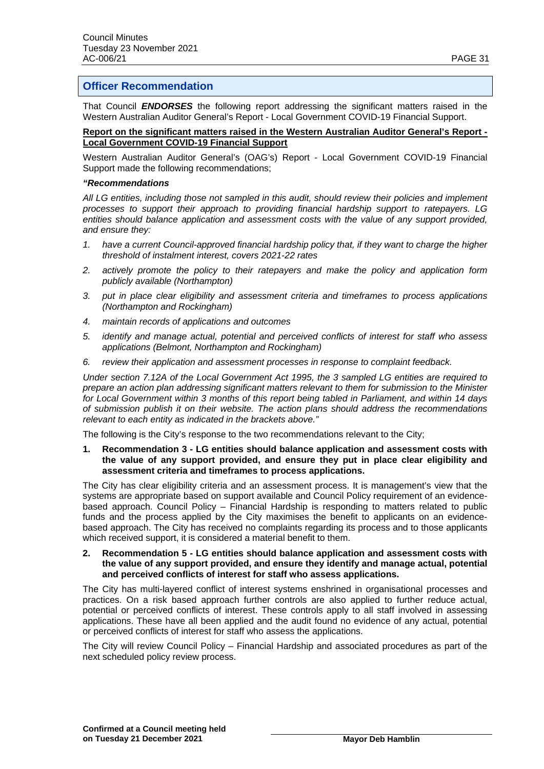## Officer Recommendation

That Council ***ENDORSES*** the following report addressing the significant matters raised in the Western Australian Auditor General's Report - Local Government COVID-19 Financial Support.

**Report on the significant matters raised in the Western Australian Auditor General's Report - Local Government COVID-19 Financial Support**

Western Australian Auditor General's (OAG's) Report - Local Government COVID-19 Financial Support made the following recommendations;

***"Recommendations***

*All LG entities, including those not sampled in this audit, should review their policies and implement processes to support their approach to providing financial hardship support to ratepayers. LG entities should balance application and assessment costs with the value of any support provided, and ensure they:*

1. *have a current Council-approved financial hardship policy that, if they want to charge the higher threshold of instalment interest, covers 2021-22 rates*
2. *actively promote the policy to their ratepayers and make the policy and application form publicly available (Northampton)*
3. *put in place clear eligibility and assessment criteria and timeframes to process applications (Northampton and Rockingham)*
4. *maintain records of applications and outcomes*
5. *identify and manage actual, potential and perceived conflicts of interest for staff who assess applications (Belmont, Northampton and Rockingham)*
6. *review their application and assessment processes in response to complaint feedback.*

*Under section 7.12A of the Local Government Act 1995, the 3 sampled LG entities are required to prepare an action plan addressing significant matters relevant to them for submission to the Minister for Local Government within 3 months of this report being tabled in Parliament, and within 14 days of submission publish it on their website. The action plans should address the recommendations relevant to each entity as indicated in the brackets above."*

The following is the City's response to the two recommendations relevant to the City;

1. **Recommendation 3 - LG entities should balance application and assessment costs with the value of any support provided, and ensure they put in place clear eligibility and assessment criteria and timeframes to process applications.**

The City has clear eligibility criteria and an assessment process. It is management's view that the systems are appropriate based on support available and Council Policy requirement of an evidence-based approach. Council Policy – Financial Hardship is responding to matters related to public funds and the process applied by the City maximises the benefit to applicants on an evidence-based approach. The City has received no complaints regarding its process and to those applicants which received support, it is considered a material benefit to them.

2. **Recommendation 5 - LG entities should balance application and assessment costs with the value of any support provided, and ensure they identify and manage actual, potential and perceived conflicts of interest for staff who assess applications.**

The City has multi-layered conflict of interest systems enshrined in organisational processes and practices. On a risk based approach further controls are also applied to further reduce actual, potential or perceived conflicts of interest. These controls apply to all staff involved in assessing applications. These have all been applied and the audit found no evidence of any actual, potential or perceived conflicts of interest for staff who assess the applications.

The City will review Council Policy – Financial Hardship and associated procedures as part of the next scheduled policy review process.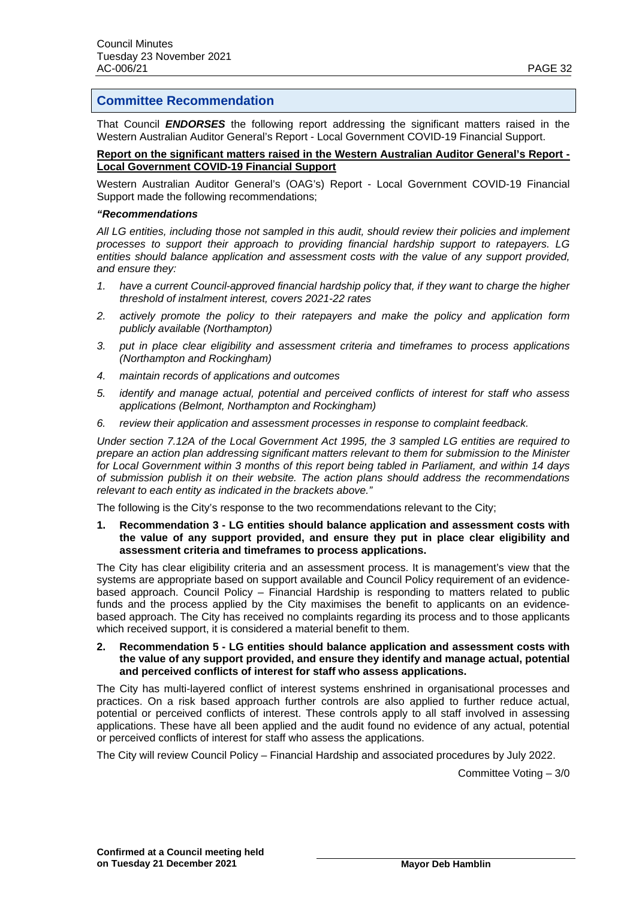## Committee Recommendation

That Council ***ENDORSES*** the following report addressing the significant matters raised in the Western Australian Auditor General's Report - Local Government COVID-19 Financial Support.

**Report on the significant matters raised in the Western Australian Auditor General's Report - Local Government COVID-19 Financial Support**

Western Australian Auditor General's (OAG's) Report - Local Government COVID-19 Financial Support made the following recommendations;

***"Recommendations***

*All LG entities, including those not sampled in this audit, should review their policies and implement processes to support their approach to providing financial hardship support to ratepayers. LG entities should balance application and assessment costs with the value of any support provided, and ensure they:*

1. *have a current Council-approved financial hardship policy that, if they want to charge the higher threshold of instalment interest, covers 2021-22 rates*
2. *actively promote the policy to their ratepayers and make the policy and application form publicly available (Northampton)*
3. *put in place clear eligibility and assessment criteria and timeframes to process applications (Northampton and Rockingham)*
4. *maintain records of applications and outcomes*
5. *identify and manage actual, potential and perceived conflicts of interest for staff who assess applications (Belmont, Northampton and Rockingham)*
6. *review their application and assessment processes in response to complaint feedback.*

*Under section 7.12A of the Local Government Act 1995, the 3 sampled LG entities are required to prepare an action plan addressing significant matters relevant to them for submission to the Minister for Local Government within 3 months of this report being tabled in Parliament, and within 14 days of submission publish it on their website. The action plans should address the recommendations relevant to each entity as indicated in the brackets above."*

The following is the City's response to the two recommendations relevant to the City;

1. **Recommendation 3 - LG entities should balance application and assessment costs with the value of any support provided, and ensure they put in place clear eligibility and assessment criteria and timeframes to process applications.**

The City has clear eligibility criteria and an assessment process. It is management's view that the systems are appropriate based on support available and Council Policy requirement of an evidence-based approach. Council Policy – Financial Hardship is responding to matters related to public funds and the process applied by the City maximises the benefit to applicants on an evidence-based approach. The City has received no complaints regarding its process and to those applicants which received support, it is considered a material benefit to them.

2. **Recommendation 5 - LG entities should balance application and assessment costs with the value of any support provided, and ensure they identify and manage actual, potential and perceived conflicts of interest for staff who assess applications.**

The City has multi-layered conflict of interest systems enshrined in organisational processes and practices. On a risk based approach further controls are also applied to further reduce actual, potential or perceived conflicts of interest. These controls apply to all staff involved in assessing applications. These have all been applied and the audit found no evidence of any actual, potential or perceived conflicts of interest for staff who assess the applications.

The City will review Council Policy – Financial Hardship and associated procedures by July 2022.

Committee Voting – 3/0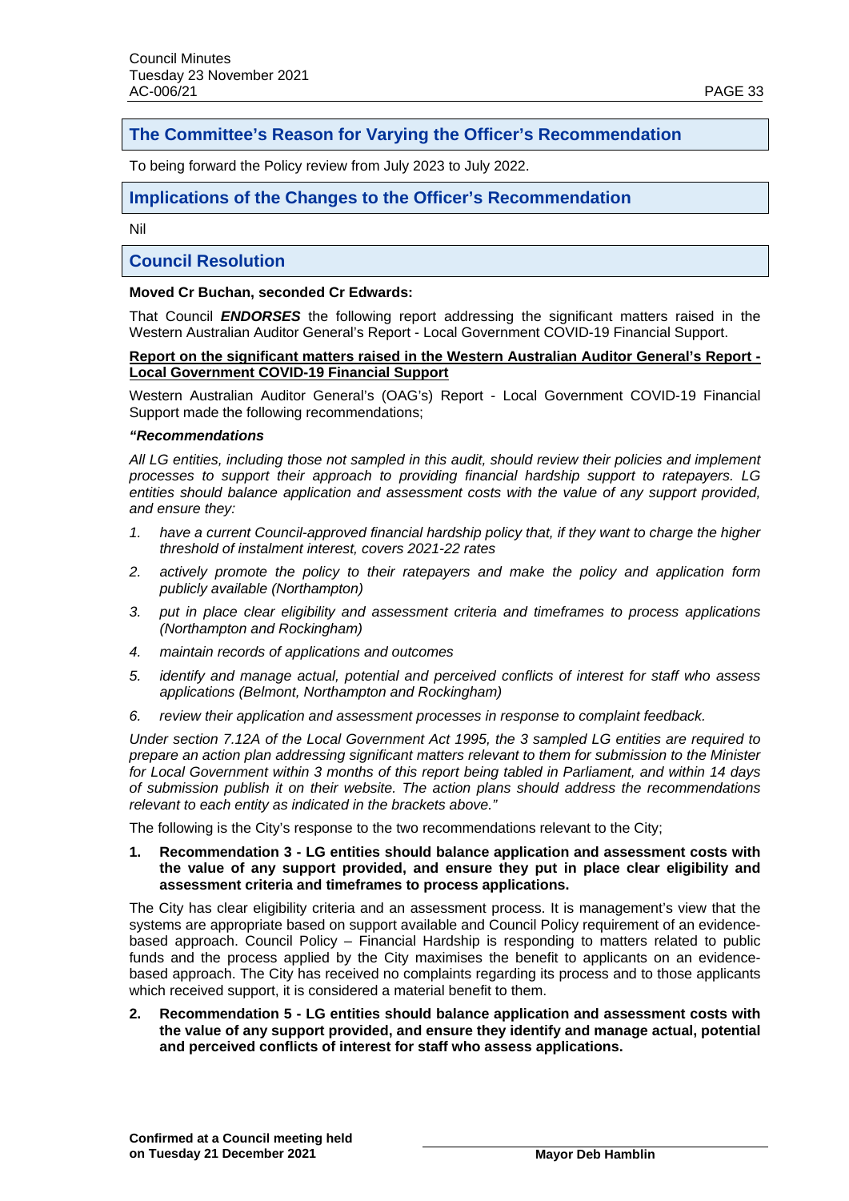## The Committee's Reason for Varying the Officer's Recommendation

To being forward the Policy review from July 2023 to July 2022.

## Implications of the Changes to the Officer's Recommendation

Nil

## Council Resolution

**Moved Cr Buchan, seconded Cr Edwards:**

That Council ***ENDORSES*** the following report addressing the significant matters raised in the Western Australian Auditor General's Report - Local Government COVID-19 Financial Support.

**Report on the significant matters raised in the Western Australian Auditor General's Report - Local Government COVID-19 Financial Support**

Western Australian Auditor General's (OAG's) Report - Local Government COVID-19 Financial Support made the following recommendations;

***"Recommendations***

*All LG entities, including those not sampled in this audit, should review their policies and implement processes to support their approach to providing financial hardship support to ratepayers. LG entities should balance application and assessment costs with the value of any support provided, and ensure they:*

1. *have a current Council-approved financial hardship policy that, if they want to charge the higher threshold of instalment interest, covers 2021-22 rates*
2. *actively promote the policy to their ratepayers and make the policy and application form publicly available (Northampton)*
3. *put in place clear eligibility and assessment criteria and timeframes to process applications (Northampton and Rockingham)*
4. *maintain records of applications and outcomes*
5. *identify and manage actual, potential and perceived conflicts of interest for staff who assess applications (Belmont, Northampton and Rockingham)*
6. *review their application and assessment processes in response to complaint feedback.*

*Under section 7.12A of the Local Government Act 1995, the 3 sampled LG entities are required to prepare an action plan addressing significant matters relevant to them for submission to the Minister for Local Government within 3 months of this report being tabled in Parliament, and within 14 days of submission publish it on their website. The action plans should address the recommendations relevant to each entity as indicated in the brackets above."*

The following is the City's response to the two recommendations relevant to the City;

1. **Recommendation 3 - LG entities should balance application and assessment costs with the value of any support provided, and ensure they put in place clear eligibility and assessment criteria and timeframes to process applications.**

The City has clear eligibility criteria and an assessment process. It is management's view that the systems are appropriate based on support available and Council Policy requirement of an evidence-based approach. Council Policy – Financial Hardship is responding to matters related to public funds and the process applied by the City maximises the benefit to applicants on an evidence-based approach. The City has received no complaints regarding its process and to those applicants which received support, it is considered a material benefit to them.

2. **Recommendation 5 - LG entities should balance application and assessment costs with the value of any support provided, and ensure they identify and manage actual, potential and perceived conflicts of interest for staff who assess applications.**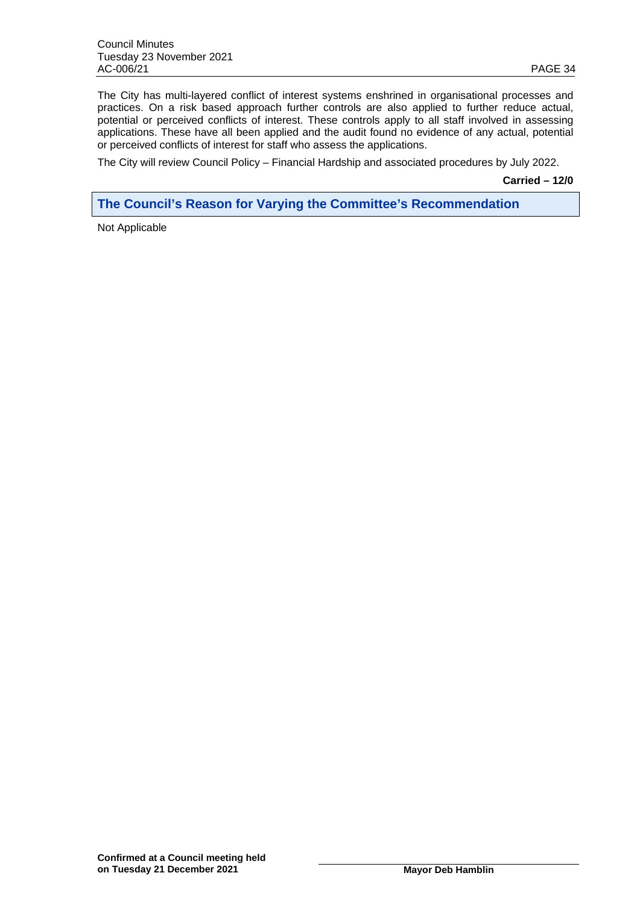The City has multi-layered conflict of interest systems enshrined in organisational processes and practices. On a risk based approach further controls are also applied to further reduce actual, potential or perceived conflicts of interest. These controls apply to all staff involved in assessing applications. These have all been applied and the audit found no evidence of any actual, potential or perceived conflicts of interest for staff who assess the applications.

The City will review Council Policy – Financial Hardship and associated procedures by July 2022.

**Carried – 12/0**

## The Council's Reason for Varying the Committee's Recommendation

Not Applicable